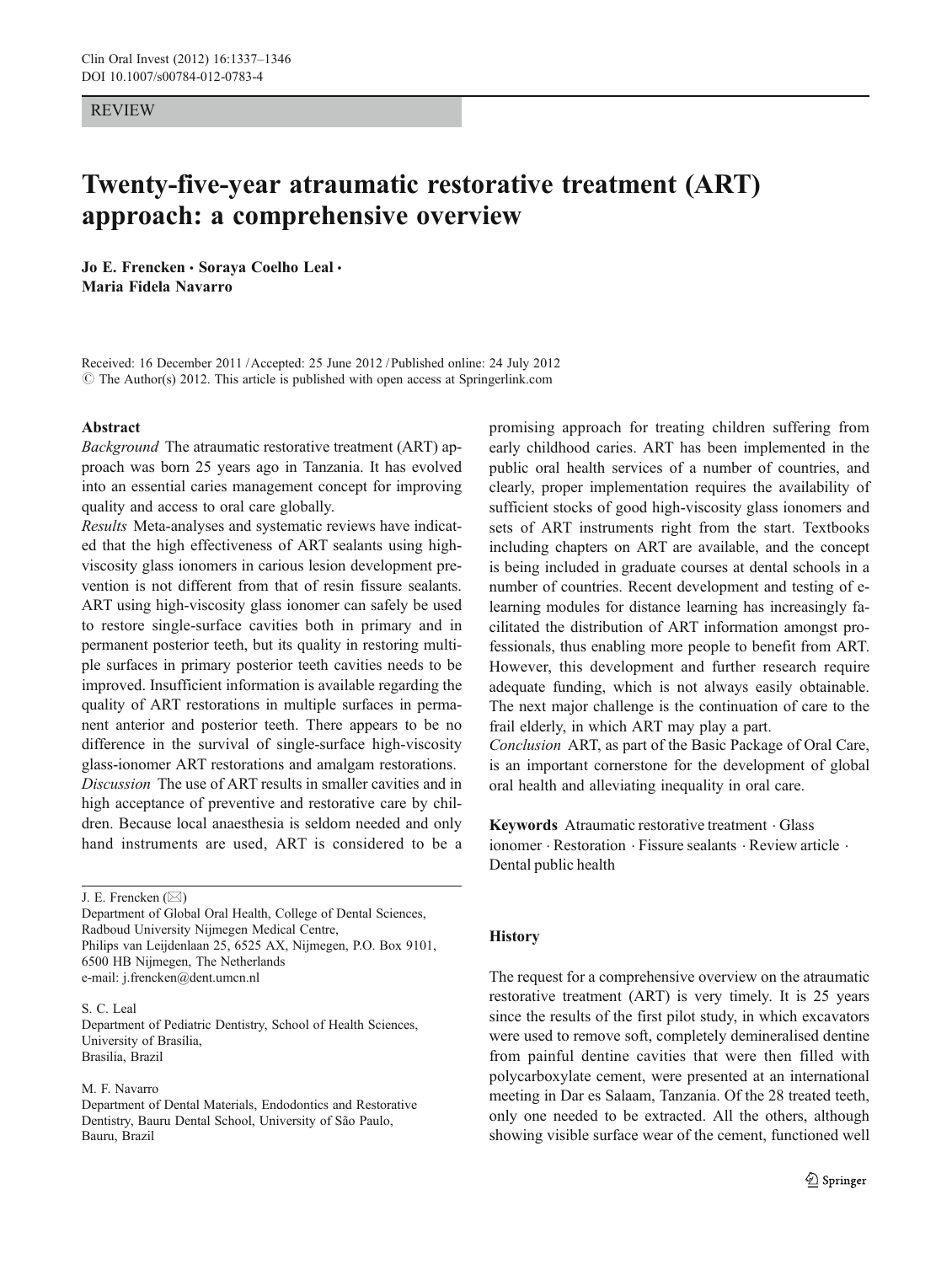REVIEW

# Twenty-five-year atraumatic restorative treatment (ART) approach: a comprehensive overview

**Jo E. Frencken · Soraya Coelho Leal · Maria Fidela Navarro**

Received: 16 December 2011 / Accepted: 25 June 2012 / Published online: 24 July 2012
© The Author(s) 2012. This article is published with open access at Springerlink.com

**Abstract**

*Background* The atraumatic restorative treatment (ART) approach was born 25 years ago in Tanzania. It has evolved into an essential caries management concept for improving quality and access to oral care globally.

*Results* Meta-analyses and systematic reviews have indicated that the high effectiveness of ART sealants using high-viscosity glass ionomers in carious lesion development prevention is not different from that of resin fissure sealants. ART using high-viscosity glass ionomer can safely be used to restore single-surface cavities both in primary and in permanent posterior teeth, but its quality in restoring multiple surfaces in primary posterior teeth cavities needs to be improved. Insufficient information is available regarding the quality of ART restorations in multiple surfaces in permanent anterior and posterior teeth. There appears to be no difference in the survival of single-surface high-viscosity glass-ionomer ART restorations and amalgam restorations.

*Discussion* The use of ART results in smaller cavities and in high acceptance of preventive and restorative care by children. Because local anaesthesia is seldom needed and only hand instruments are used, ART is considered to be a promising approach for treating children suffering from early childhood caries. ART has been implemented in the public oral health services of a number of countries, and clearly, proper implementation requires the availability of sufficient stocks of good high-viscosity glass ionomers and sets of ART instruments right from the start. Textbooks including chapters on ART are available, and the concept is being included in graduate courses at dental schools in a number of countries. Recent development and testing of e-learning modules for distance learning has increasingly facilitated the distribution of ART information amongst professionals, thus enabling more people to benefit from ART. However, this development and further research require adequate funding, which is not always easily obtainable. The next major challenge is the continuation of care to the frail elderly, in which ART may play a part.

*Conclusion* ART, as part of the Basic Package of Oral Care, is an important cornerstone for the development of global oral health and alleviating inequality in oral care.

**Keywords** Atraumatic restorative treatment · Glass ionomer · Restoration · Fissure sealants · Review article · Dental public health

J. E. Frencken (✉)
Department of Global Oral Health, College of Dental Sciences, Radboud University Nijmegen Medical Centre, Philips van Leijdenlaan 25, 6525 AX, Nijmegen, P.O. Box 9101, 6500 HB Nijmegen, The Netherlands
e-mail: j.frencken@dent.umcn.nl

S. C. Leal
Department of Pediatric Dentistry, School of Health Sciences, University of Brasília, Brasilia, Brazil

M. F. Navarro
Department of Dental Materials, Endodontics and Restorative Dentistry, Bauru Dental School, University of São Paulo, Bauru, Brazil

## History

The request for a comprehensive overview on the atraumatic restorative treatment (ART) is very timely. It is 25 years since the results of the first pilot study, in which excavators were used to remove soft, completely demineralised dentine from painful dentine cavities that were then filled with polycarboxylate cement, were presented at an international meeting in Dar es Salaam, Tanzania. Of the 28 treated teeth, only one needed to be extracted. All the others, although showing visible surface wear of the cement, functioned well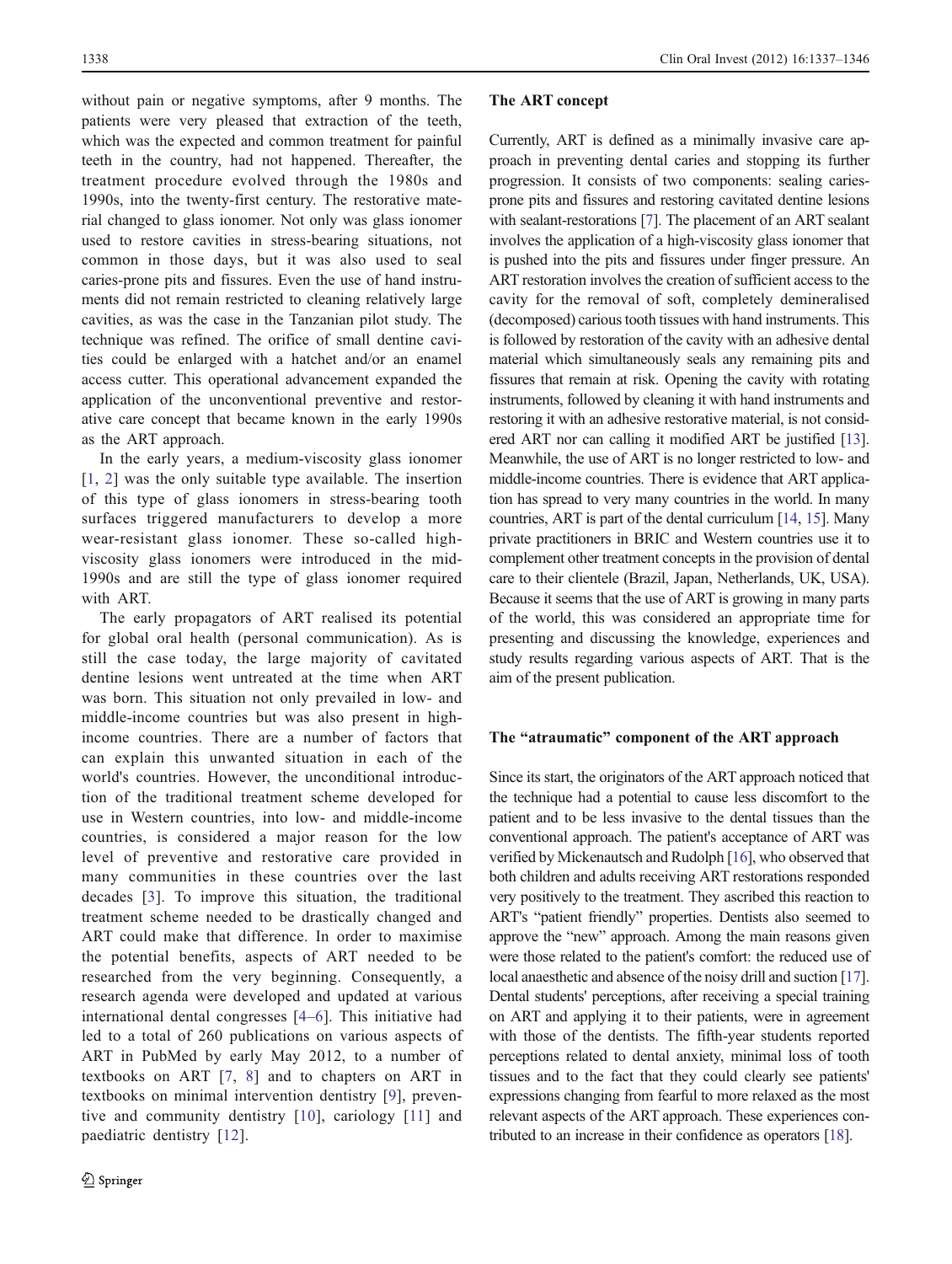without pain or negative symptoms, after 9 months. The patients were very pleased that extraction of the teeth, which was the expected and common treatment for painful teeth in the country, had not happened. Thereafter, the treatment procedure evolved through the 1980s and 1990s, into the twenty-first century. The restorative material changed to glass ionomer. Not only was glass ionomer used to restore cavities in stress-bearing situations, not common in those days, but it was also used to seal caries-prone pits and fissures. Even the use of hand instruments did not remain restricted to cleaning relatively large cavities, as was the case in the Tanzanian pilot study. The technique was refined. The orifice of small dentine cavities could be enlarged with a hatchet and/or an enamel access cutter. This operational advancement expanded the application of the unconventional preventive and restorative care concept that became known in the early 1990s as the ART approach.

In the early years, a medium-viscosity glass ionomer [1, 2] was the only suitable type available. The insertion of this type of glass ionomers in stress-bearing tooth surfaces triggered manufacturers to develop a more wear-resistant glass ionomer. These so-called high-viscosity glass ionomers were introduced in the mid-1990s and are still the type of glass ionomer required with ART.

The early propagators of ART realised its potential for global oral health (personal communication). As is still the case today, the large majority of cavitated dentine lesions went untreated at the time when ART was born. This situation not only prevailed in low- and middle-income countries but was also present in high-income countries. There are a number of factors that can explain this unwanted situation in each of the world's countries. However, the unconditional introduction of the traditional treatment scheme developed for use in Western countries, into low- and middle-income countries, is considered a major reason for the low level of preventive and restorative care provided in many communities in these countries over the last decades [3]. To improve this situation, the traditional treatment scheme needed to be drastically changed and ART could make that difference. In order to maximise the potential benefits, aspects of ART needed to be researched from the very beginning. Consequently, a research agenda were developed and updated at various international dental congresses [4–6]. This initiative had led to a total of 260 publications on various aspects of ART in PubMed by early May 2012, to a number of textbooks on ART [7, 8] and to chapters on ART in textbooks on minimal intervention dentistry [9], preventive and community dentistry [10], cariology [11] and paediatric dentistry [12].

## The ART concept

Currently, ART is defined as a minimally invasive care approach in preventing dental caries and stopping its further progression. It consists of two components: sealing caries-prone pits and fissures and restoring cavitated dentine lesions with sealant-restorations [7]. The placement of an ART sealant involves the application of a high-viscosity glass ionomer that is pushed into the pits and fissures under finger pressure. An ART restoration involves the creation of sufficient access to the cavity for the removal of soft, completely demineralised (decomposed) carious tooth tissues with hand instruments. This is followed by restoration of the cavity with an adhesive dental material which simultaneously seals any remaining pits and fissures that remain at risk. Opening the cavity with rotating instruments, followed by cleaning it with hand instruments and restoring it with an adhesive restorative material, is not considered ART nor can calling it modified ART be justified [13]. Meanwhile, the use of ART is no longer restricted to low- and middle-income countries. There is evidence that ART application has spread to very many countries in the world. In many countries, ART is part of the dental curriculum [14, 15]. Many private practitioners in BRIC and Western countries use it to complement other treatment concepts in the provision of dental care to their clientele (Brazil, Japan, Netherlands, UK, USA). Because it seems that the use of ART is growing in many parts of the world, this was considered an appropriate time for presenting and discussing the knowledge, experiences and study results regarding various aspects of ART. That is the aim of the present publication.

## The "atraumatic" component of the ART approach

Since its start, the originators of the ART approach noticed that the technique had a potential to cause less discomfort to the patient and to be less invasive to the dental tissues than the conventional approach. The patient's acceptance of ART was verified by Mickenautsch and Rudolph [16], who observed that both children and adults receiving ART restorations responded very positively to the treatment. They ascribed this reaction to ART's "patient friendly" properties. Dentists also seemed to approve the "new" approach. Among the main reasons given were those related to the patient's comfort: the reduced use of local anaesthetic and absence of the noisy drill and suction [17]. Dental students' perceptions, after receiving a special training on ART and applying it to their patients, were in agreement with those of the dentists. The fifth-year students reported perceptions related to dental anxiety, minimal loss of tooth tissues and to the fact that they could clearly see patients' expressions changing from fearful to more relaxed as the most relevant aspects of the ART approach. These experiences contributed to an increase in their confidence as operators [18].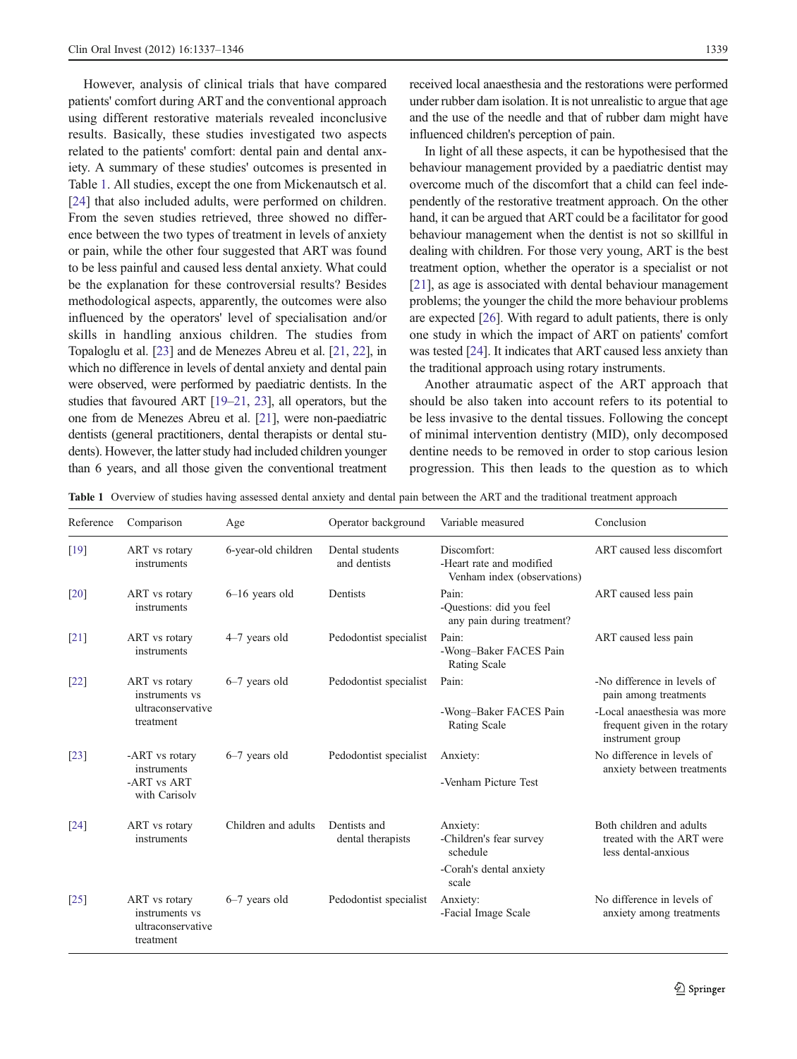However, analysis of clinical trials that have compared patients' comfort during ART and the conventional approach using different restorative materials revealed inconclusive results. Basically, these studies investigated two aspects related to the patients' comfort: dental pain and dental anxiety. A summary of these studies' outcomes is presented in Table 1. All studies, except the one from Mickenautsch et al. [24] that also included adults, were performed on children. From the seven studies retrieved, three showed no difference between the two types of treatment in levels of anxiety or pain, while the other four suggested that ART was found to be less painful and caused less dental anxiety. What could be the explanation for these controversial results? Besides methodological aspects, apparently, the outcomes were also influenced by the operators' level of specialisation and/or skills in handling anxious children. The studies from Topaloglu et al. [23] and de Menezes Abreu et al. [21, 22], in which no difference in levels of dental anxiety and dental pain were observed, were performed by paediatric dentists. In the studies that favoured ART [19–21, 23], all operators, but the one from de Menezes Abreu et al. [21], were non-paediatric dentists (general practitioners, dental therapists or dental students). However, the latter study had included children younger than 6 years, and all those given the conventional treatment received local anaesthesia and the restorations were performed under rubber dam isolation. It is not unrealistic to argue that age and the use of the needle and that of rubber dam might have influenced children's perception of pain.

In light of all these aspects, it can be hypothesised that the behaviour management provided by a paediatric dentist may overcome much of the discomfort that a child can feel independently of the restorative treatment approach. On the other hand, it can be argued that ART could be a facilitator for good behaviour management when the dentist is not so skillful in dealing with children. For those very young, ART is the best treatment option, whether the operator is a specialist or not [21], as age is associated with dental behaviour management problems; the younger the child the more behaviour problems are expected [26]. With regard to adult patients, there is only one study in which the impact of ART on patients' comfort was tested [24]. It indicates that ART caused less anxiety than the traditional approach using rotary instruments.

Another atraumatic aspect of the ART approach that should be also taken into account refers to its potential to be less invasive to the dental tissues. Following the concept of minimal intervention dentistry (MID), only decomposed dentine needs to be removed in order to stop carious lesion progression. This then leads to the question as to which

**Table 1** Overview of studies having assessed dental anxiety and dental pain between the ART and the traditional treatment approach

| Reference | Comparison | Age | Operator background | Variable measured | Conclusion |
|---|---|---|---|---|---|
| [19] | ART vs rotary instruments | 6-year-old children | Dental students and dentists | Discomfort: -Heart rate and modified Venham index (observations) | ART caused less discomfort |
| [20] | ART vs rotary instruments | 6–16 years old | Dentists | Pain: -Questions: did you feel any pain during treatment? | ART caused less pain |
| [21] | ART vs rotary instruments | 4–7 years old | Pedodontist specialist | Pain: -Wong–Baker FACES Pain Rating Scale | ART caused less pain |
| [22] | ART vs rotary instruments vs ultraconservative treatment | 6–7 years old | Pedodontist specialist | Pain: -Wong–Baker FACES Pain Rating Scale | -No difference in levels of pain among treatments -Local anaesthesia was more frequent given in the rotary instrument group |
| [23] | -ART vs rotary instruments -ART vs ART with Carisolv | 6–7 years old | Pedodontist specialist | Anxiety: -Venham Picture Test | No difference in levels of anxiety between treatments |
| [24] | ART vs rotary instruments | Children and adults | Dentists and dental therapists | Anxiety: -Children's fear survey schedule -Corah's dental anxiety scale | Both children and adults treated with the ART were less dental-anxious |
| [25] | ART vs rotary instruments vs ultraconservative treatment | 6–7 years old | Pedodontist specialist | Anxiety: -Facial Image Scale | No difference in levels of anxiety among treatments |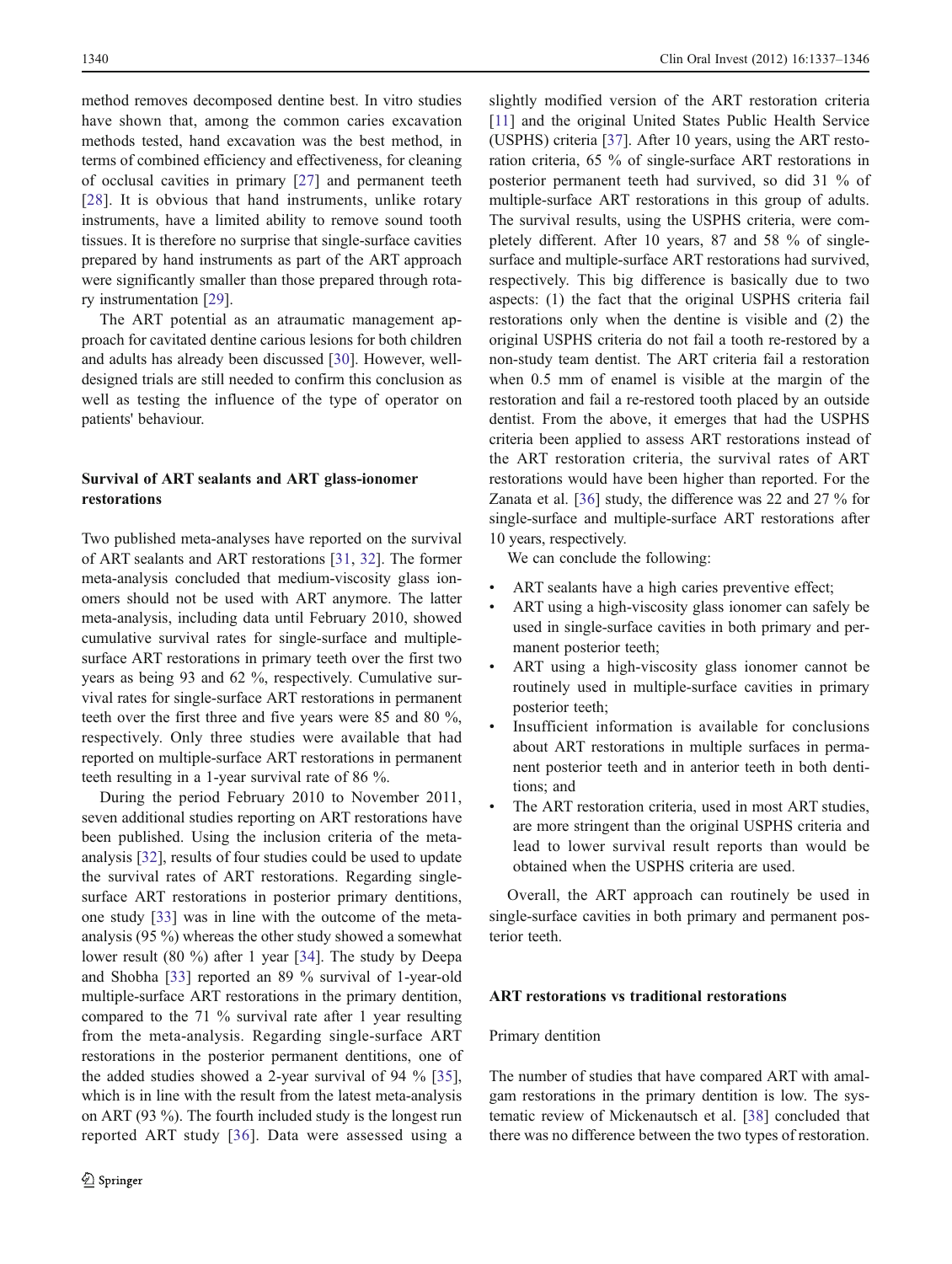method removes decomposed dentine best. In vitro studies have shown that, among the common caries excavation methods tested, hand excavation was the best method, in terms of combined efficiency and effectiveness, for cleaning of occlusal cavities in primary [27] and permanent teeth [28]. It is obvious that hand instruments, unlike rotary instruments, have a limited ability to remove sound tooth tissues. It is therefore no surprise that single-surface cavities prepared by hand instruments as part of the ART approach were significantly smaller than those prepared through rotary instrumentation [29].

The ART potential as an atraumatic management approach for cavitated dentine carious lesions for both children and adults has already been discussed [30]. However, well-designed trials are still needed to confirm this conclusion as well as testing the influence of the type of operator on patients' behaviour.

## Survival of ART sealants and ART glass-ionomer restorations

Two published meta-analyses have reported on the survival of ART sealants and ART restorations [31, 32]. The former meta-analysis concluded that medium-viscosity glass ionomers should not be used with ART anymore. The latter meta-analysis, including data until February 2010, showed cumulative survival rates for single-surface and multiple-surface ART restorations in primary teeth over the first two years as being 93 and 62 %, respectively. Cumulative survival rates for single-surface ART restorations in permanent teeth over the first three and five years were 85 and 80 %, respectively. Only three studies were available that had reported on multiple-surface ART restorations in permanent teeth resulting in a 1-year survival rate of 86 %.

During the period February 2010 to November 2011, seven additional studies reporting on ART restorations have been published. Using the inclusion criteria of the meta-analysis [32], results of four studies could be used to update the survival rates of ART restorations. Regarding single-surface ART restorations in posterior primary dentitions, one study [33] was in line with the outcome of the meta-analysis (95 %) whereas the other study showed a somewhat lower result (80 %) after 1 year [34]. The study by Deepa and Shobha [33] reported an 89 % survival of 1-year-old multiple-surface ART restorations in the primary dentition, compared to the 71 % survival rate after 1 year resulting from the meta-analysis. Regarding single-surface ART restorations in the posterior permanent dentitions, one of the added studies showed a 2-year survival of 94 % [35], which is in line with the result from the latest meta-analysis on ART (93 %). The fourth included study is the longest run reported ART study [36]. Data were assessed using a slightly modified version of the ART restoration criteria [11] and the original United States Public Health Service (USPHS) criteria [37]. After 10 years, using the ART restoration criteria, 65 % of single-surface ART restorations in posterior permanent teeth had survived, so did 31 % of multiple-surface ART restorations in this group of adults. The survival results, using the USPHS criteria, were completely different. After 10 years, 87 and 58 % of single-surface and multiple-surface ART restorations had survived, respectively. This big difference is basically due to two aspects: (1) the fact that the original USPHS criteria fail restorations only when the dentine is visible and (2) the original USPHS criteria do not fail a tooth re-restored by a non-study team dentist. The ART criteria fail a restoration when 0.5 mm of enamel is visible at the margin of the restoration and fail a re-restored tooth placed by an outside dentist. From the above, it emerges that had the USPHS criteria been applied to assess ART restorations instead of the ART restoration criteria, the survival rates of ART restorations would have been higher than reported. For the Zanata et al. [36] study, the difference was 22 and 27 % for single-surface and multiple-surface ART restorations after 10 years, respectively.

We can conclude the following:

- ART sealants have a high caries preventive effect;
- ART using a high-viscosity glass ionomer can safely be used in single-surface cavities in both primary and permanent posterior teeth;
- ART using a high-viscosity glass ionomer cannot be routinely used in multiple-surface cavities in primary posterior teeth;
- Insufficient information is available for conclusions about ART restorations in multiple surfaces in permanent posterior teeth and in anterior teeth in both dentitions; and
- The ART restoration criteria, used in most ART studies, are more stringent than the original USPHS criteria and lead to lower survival result reports than would be obtained when the USPHS criteria are used.

Overall, the ART approach can routinely be used in single-surface cavities in both primary and permanent posterior teeth.

## ART restorations vs traditional restorations

### Primary dentition

The number of studies that have compared ART with amalgam restorations in the primary dentition is low. The systematic review of Mickenautsch et al. [38] concluded that there was no difference between the two types of restoration.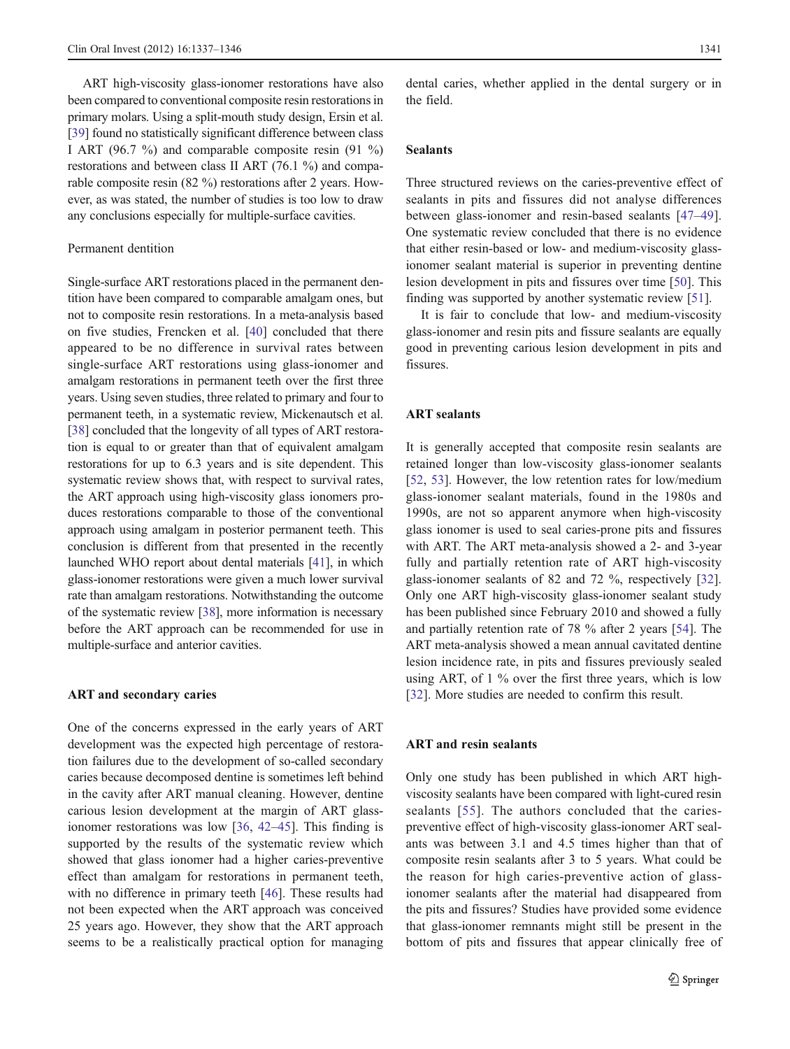ART high-viscosity glass-ionomer restorations have also been compared to conventional composite resin restorations in primary molars. Using a split-mouth study design, Ersin et al. [39] found no statistically significant difference between class I ART (96.7 %) and comparable composite resin (91 %) restorations and between class II ART (76.1 %) and comparable composite resin (82 %) restorations after 2 years. However, as was stated, the number of studies is too low to draw any conclusions especially for multiple-surface cavities.

### Permanent dentition

Single-surface ART restorations placed in the permanent dentition have been compared to comparable amalgam ones, but not to composite resin restorations. In a meta-analysis based on five studies, Frencken et al. [40] concluded that there appeared to be no difference in survival rates between single-surface ART restorations using glass-ionomer and amalgam restorations in permanent teeth over the first three years. Using seven studies, three related to primary and four to permanent teeth, in a systematic review, Mickenautsch et al. [38] concluded that the longevity of all types of ART restoration is equal to or greater than that of equivalent amalgam restorations for up to 6.3 years and is site dependent. This systematic review shows that, with respect to survival rates, the ART approach using high-viscosity glass ionomers produces restorations comparable to those of the conventional approach using amalgam in posterior permanent teeth. This conclusion is different from that presented in the recently launched WHO report about dental materials [41], in which glass-ionomer restorations were given a much lower survival rate than amalgam restorations. Notwithstanding the outcome of the systematic review [38], more information is necessary before the ART approach can be recommended for use in multiple-surface and anterior cavities.

## ART and secondary caries

One of the concerns expressed in the early years of ART development was the expected high percentage of restoration failures due to the development of so-called secondary caries because decomposed dentine is sometimes left behind in the cavity after ART manual cleaning. However, dentine carious lesion development at the margin of ART glass-ionomer restorations was low [36, 42–45]. This finding is supported by the results of the systematic review which showed that glass ionomer had a higher caries-preventive effect than amalgam for restorations in permanent teeth, with no difference in primary teeth [46]. These results had not been expected when the ART approach was conceived 25 years ago. However, they show that the ART approach seems to be a realistically practical option for managing dental caries, whether applied in the dental surgery or in the field.

## Sealants

Three structured reviews on the caries-preventive effect of sealants in pits and fissures did not analyse differences between glass-ionomer and resin-based sealants [47–49]. One systematic review concluded that there is no evidence that either resin-based or low- and medium-viscosity glass-ionomer sealant material is superior in preventing dentine lesion development in pits and fissures over time [50]. This finding was supported by another systematic review [51].

It is fair to conclude that low- and medium-viscosity glass-ionomer and resin pits and fissure sealants are equally good in preventing carious lesion development in pits and fissures.

## ART sealants

It is generally accepted that composite resin sealants are retained longer than low-viscosity glass-ionomer sealants [52, 53]. However, the low retention rates for low/medium glass-ionomer sealant materials, found in the 1980s and 1990s, are not so apparent anymore when high-viscosity glass ionomer is used to seal caries-prone pits and fissures with ART. The ART meta-analysis showed a 2- and 3-year fully and partially retention rate of ART high-viscosity glass-ionomer sealants of 82 and 72 %, respectively [32]. Only one ART high-viscosity glass-ionomer sealant study has been published since February 2010 and showed a fully and partially retention rate of 78 % after 2 years [54]. The ART meta-analysis showed a mean annual cavitated dentine lesion incidence rate, in pits and fissures previously sealed using ART, of 1 % over the first three years, which is low [32]. More studies are needed to confirm this result.

## ART and resin sealants

Only one study has been published in which ART high-viscosity sealants have been compared with light-cured resin sealants [55]. The authors concluded that the caries-preventive effect of high-viscosity glass-ionomer ART sealants was between 3.1 and 4.5 times higher than that of composite resin sealants after 3 to 5 years. What could be the reason for high caries-preventive action of glass-ionomer sealants after the material had disappeared from the pits and fissures? Studies have provided some evidence that glass-ionomer remnants might still be present in the bottom of pits and fissures that appear clinically free of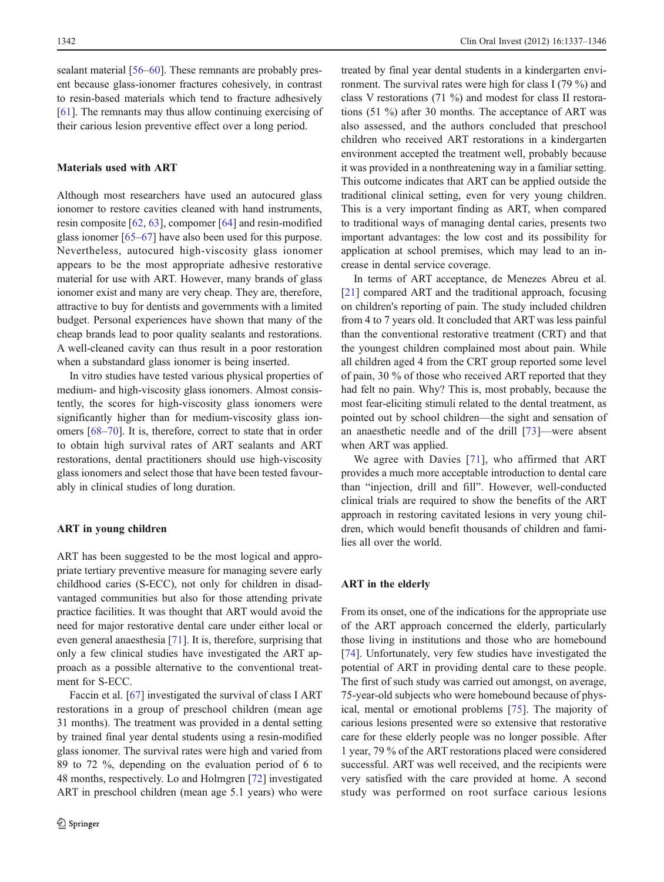sealant material [56–60]. These remnants are probably present because glass-ionomer fractures cohesively, in contrast to resin-based materials which tend to fracture adhesively [61]. The remnants may thus allow continuing exercising of their carious lesion preventive effect over a long period.

### Materials used with ART

Although most researchers have used an autocured glass ionomer to restore cavities cleaned with hand instruments, resin composite [62, 63], compomer [64] and resin-modified glass ionomer [65–67] have also been used for this purpose. Nevertheless, autocured high-viscosity glass ionomer appears to be the most appropriate adhesive restorative material for use with ART. However, many brands of glass ionomer exist and many are very cheap. They are, therefore, attractive to buy for dentists and governments with a limited budget. Personal experiences have shown that many of the cheap brands lead to poor quality sealants and restorations. A well-cleaned cavity can thus result in a poor restoration when a substandard glass ionomer is being inserted.

In vitro studies have tested various physical properties of medium- and high-viscosity glass ionomers. Almost consistently, the scores for high-viscosity glass ionomers were significantly higher than for medium-viscosity glass ionomers [68–70]. It is, therefore, correct to state that in order to obtain high survival rates of ART sealants and ART restorations, dental practitioners should use high-viscosity glass ionomers and select those that have been tested favourably in clinical studies of long duration.

### ART in young children

ART has been suggested to be the most logical and appropriate tertiary preventive measure for managing severe early childhood caries (S-ECC), not only for children in disadvantaged communities but also for those attending private practice facilities. It was thought that ART would avoid the need for major restorative dental care under either local or even general anaesthesia [71]. It is, therefore, surprising that only a few clinical studies have investigated the ART approach as a possible alternative to the conventional treatment for S-ECC.

Faccin et al. [67] investigated the survival of class I ART restorations in a group of preschool children (mean age 31 months). The treatment was provided in a dental setting by trained final year dental students using a resin-modified glass ionomer. The survival rates were high and varied from 89 to 72 %, depending on the evaluation period of 6 to 48 months, respectively. Lo and Holmgren [72] investigated ART in preschool children (mean age 5.1 years) who were treated by final year dental students in a kindergarten environment. The survival rates were high for class I (79 %) and class V restorations (71 %) and modest for class II restorations (51 %) after 30 months. The acceptance of ART was also assessed, and the authors concluded that preschool children who received ART restorations in a kindergarten environment accepted the treatment well, probably because it was provided in a nonthreatening way in a familiar setting. This outcome indicates that ART can be applied outside the traditional clinical setting, even for very young children. This is a very important finding as ART, when compared to traditional ways of managing dental caries, presents two important advantages: the low cost and its possibility for application at school premises, which may lead to an increase in dental service coverage.

In terms of ART acceptance, de Menezes Abreu et al. [21] compared ART and the traditional approach, focusing on children's reporting of pain. The study included children from 4 to 7 years old. It concluded that ART was less painful than the conventional restorative treatment (CRT) and that the youngest children complained most about pain. While all children aged 4 from the CRT group reported some level of pain, 30 % of those who received ART reported that they had felt no pain. Why? This is, most probably, because the most fear-eliciting stimuli related to the dental treatment, as pointed out by school children—the sight and sensation of an anaesthetic needle and of the drill [73]—were absent when ART was applied.

We agree with Davies [71], who affirmed that ART provides a much more acceptable introduction to dental care than "injection, drill and fill". However, well-conducted clinical trials are required to show the benefits of the ART approach in restoring cavitated lesions in very young children, which would benefit thousands of children and families all over the world.

### ART in the elderly

From its onset, one of the indications for the appropriate use of the ART approach concerned the elderly, particularly those living in institutions and those who are homebound [74]. Unfortunately, very few studies have investigated the potential of ART in providing dental care to these people. The first of such study was carried out amongst, on average, 75-year-old subjects who were homebound because of physical, mental or emotional problems [75]. The majority of carious lesions presented were so extensive that restorative care for these elderly people was no longer possible. After 1 year, 79 % of the ART restorations placed were considered successful. ART was well received, and the recipients were very satisfied with the care provided at home. A second study was performed on root surface carious lesions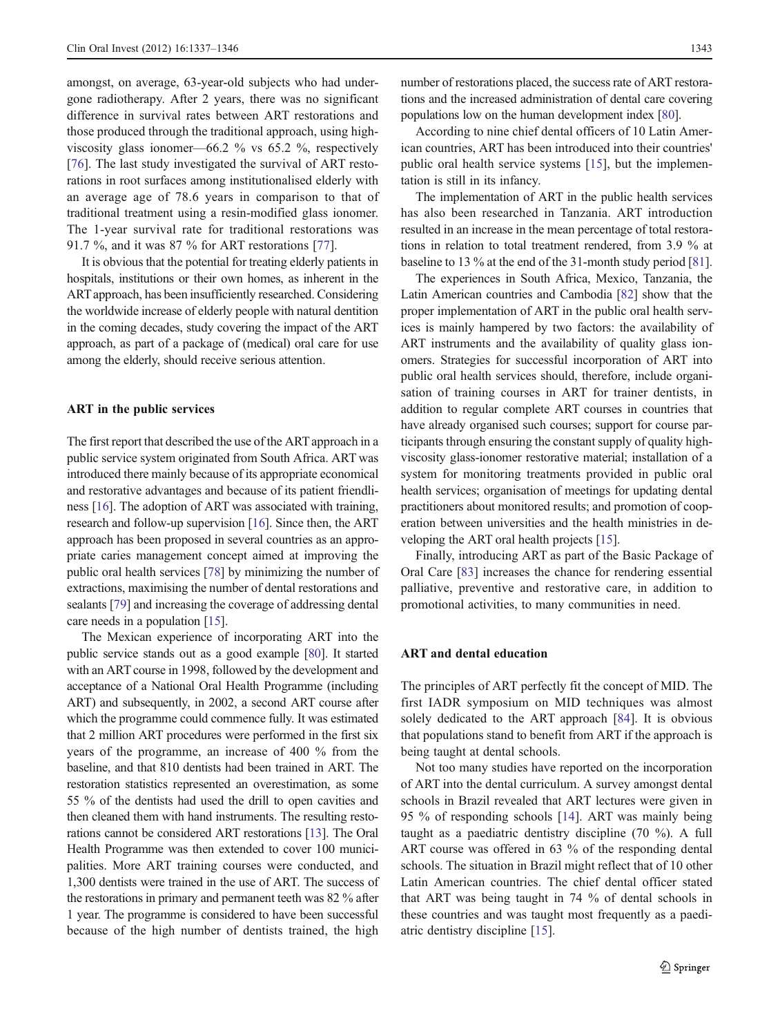amongst, on average, 63-year-old subjects who had undergone radiotherapy. After 2 years, there was no significant difference in survival rates between ART restorations and those produced through the traditional approach, using high-viscosity glass ionomer—66.2 % vs 65.2 %, respectively [76]. The last study investigated the survival of ART restorations in root surfaces among institutionalised elderly with an average age of 78.6 years in comparison to that of traditional treatment using a resin-modified glass ionomer. The 1-year survival rate for traditional restorations was 91.7 %, and it was 87 % for ART restorations [77].

It is obvious that the potential for treating elderly patients in hospitals, institutions or their own homes, as inherent in the ART approach, has been insufficiently researched. Considering the worldwide increase of elderly people with natural dentition in the coming decades, study covering the impact of the ART approach, as part of a package of (medical) oral care for use among the elderly, should receive serious attention.

## ART in the public services

The first report that described the use of the ART approach in a public service system originated from South Africa. ART was introduced there mainly because of its appropriate economical and restorative advantages and because of its patient friendliness [16]. The adoption of ART was associated with training, research and follow-up supervision [16]. Since then, the ART approach has been proposed in several countries as an appropriate caries management concept aimed at improving the public oral health services [78] by minimizing the number of extractions, maximising the number of dental restorations and sealants [79] and increasing the coverage of addressing dental care needs in a population [15].

The Mexican experience of incorporating ART into the public service stands out as a good example [80]. It started with an ART course in 1998, followed by the development and acceptance of a National Oral Health Programme (including ART) and subsequently, in 2002, a second ART course after which the programme could commence fully. It was estimated that 2 million ART procedures were performed in the first six years of the programme, an increase of 400 % from the baseline, and that 810 dentists had been trained in ART. The restoration statistics represented an overestimation, as some 55 % of the dentists had used the drill to open cavities and then cleaned them with hand instruments. The resulting restorations cannot be considered ART restorations [13]. The Oral Health Programme was then extended to cover 100 municipalities. More ART training courses were conducted, and 1,300 dentists were trained in the use of ART. The success of the restorations in primary and permanent teeth was 82 % after 1 year. The programme is considered to have been successful because of the high number of dentists trained, the high number of restorations placed, the success rate of ART restorations and the increased administration of dental care covering populations low on the human development index [80].

According to nine chief dental officers of 10 Latin American countries, ART has been introduced into their countries' public oral health service systems [15], but the implementation is still in its infancy.

The implementation of ART in the public health services has also been researched in Tanzania. ART introduction resulted in an increase in the mean percentage of total restorations in relation to total treatment rendered, from 3.9 % at baseline to 13 % at the end of the 31-month study period [81].

The experiences in South Africa, Mexico, Tanzania, the Latin American countries and Cambodia [82] show that the proper implementation of ART in the public oral health services is mainly hampered by two factors: the availability of ART instruments and the availability of quality glass ionomers. Strategies for successful incorporation of ART into public oral health services should, therefore, include organisation of training courses in ART for trainer dentists, in addition to regular complete ART courses in countries that have already organised such courses; support for course participants through ensuring the constant supply of quality high-viscosity glass-ionomer restorative material; installation of a system for monitoring treatments provided in public oral health services; organisation of meetings for updating dental practitioners about monitored results; and promotion of cooperation between universities and the health ministries in developing the ART oral health projects [15].

Finally, introducing ART as part of the Basic Package of Oral Care [83] increases the chance for rendering essential palliative, preventive and restorative care, in addition to promotional activities, to many communities in need.

## ART and dental education

The principles of ART perfectly fit the concept of MID. The first IADR symposium on MID techniques was almost solely dedicated to the ART approach [84]. It is obvious that populations stand to benefit from ART if the approach is being taught at dental schools.

Not too many studies have reported on the incorporation of ART into the dental curriculum. A survey amongst dental schools in Brazil revealed that ART lectures were given in 95 % of responding schools [14]. ART was mainly being taught as a paediatric dentistry discipline (70 %). A full ART course was offered in 63 % of the responding dental schools. The situation in Brazil might reflect that of 10 other Latin American countries. The chief dental officer stated that ART was being taught in 74 % of dental schools in these countries and was taught most frequently as a paediatric dentistry discipline [15].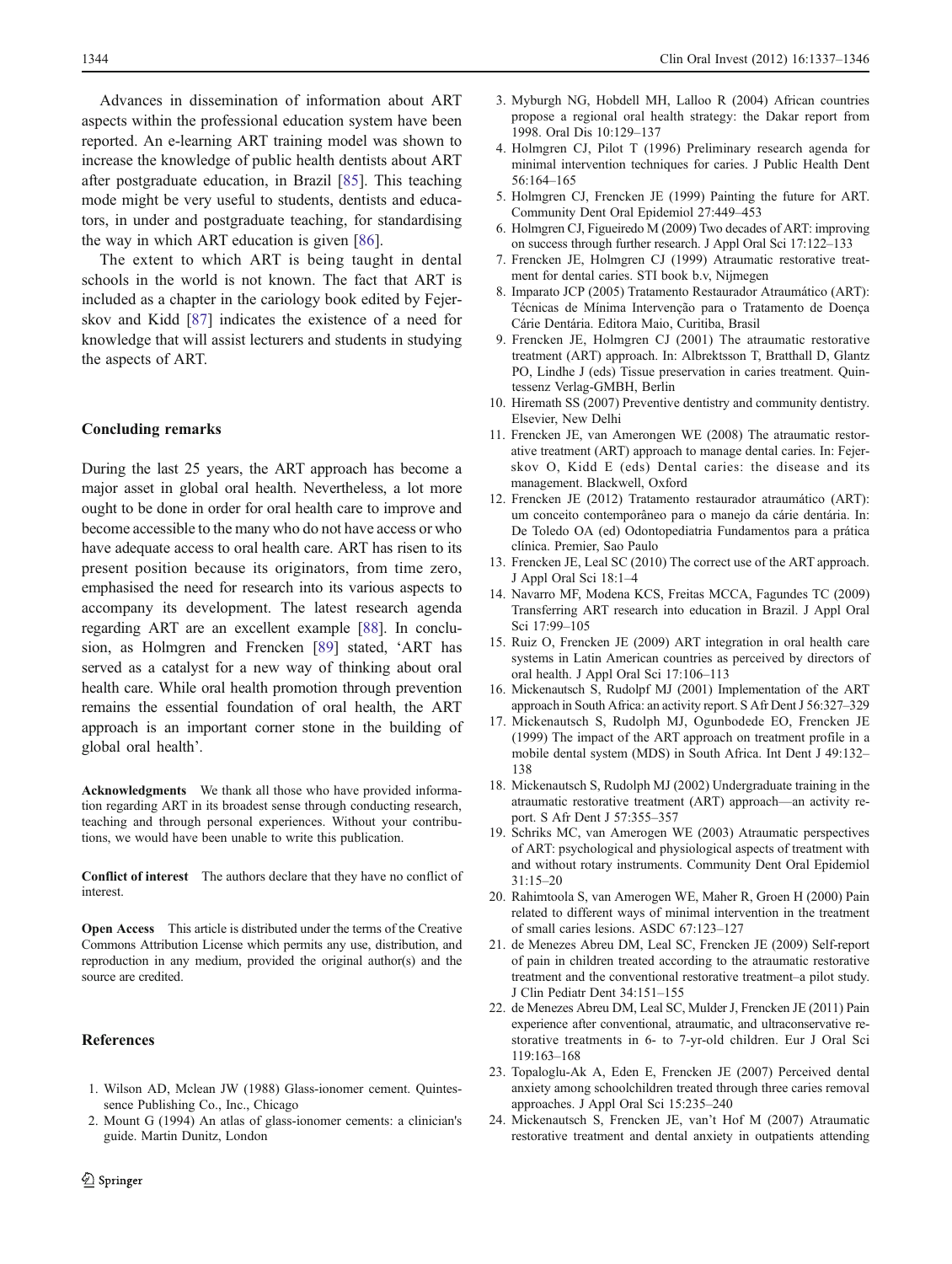Advances in dissemination of information about ART aspects within the professional education system have been reported. An e-learning ART training model was shown to increase the knowledge of public health dentists about ART after postgraduate education, in Brazil [85]. This teaching mode might be very useful to students, dentists and educators, in under and postgraduate teaching, for standardising the way in which ART education is given [86].

The extent to which ART is being taught in dental schools in the world is not known. The fact that ART is included as a chapter in the cariology book edited by Fejerskov and Kidd [87] indicates the existence of a need for knowledge that will assist lecturers and students in studying the aspects of ART.

### Concluding remarks

During the last 25 years, the ART approach has become a major asset in global oral health. Nevertheless, a lot more ought to be done in order for oral health care to improve and become accessible to the many who do not have access or who have adequate access to oral health care. ART has risen to its present position because its originators, from time zero, emphasised the need for research into its various aspects to accompany its development. The latest research agenda regarding ART are an excellent example [88]. In conclusion, as Holmgren and Frencken [89] stated, 'ART has served as a catalyst for a new way of thinking about oral health care. While oral health promotion through prevention remains the essential foundation of oral health, the ART approach is an important corner stone in the building of global oral health'.

**Acknowledgments** We thank all those who have provided information regarding ART in its broadest sense through conducting research, teaching and through personal experiences. Without your contributions, we would have been unable to write this publication.

**Conflict of interest** The authors declare that they have no conflict of interest.

**Open Access** This article is distributed under the terms of the Creative Commons Attribution License which permits any use, distribution, and reproduction in any medium, provided the original author(s) and the source are credited.

### References

1. Wilson AD, Mclean JW (1988) Glass-ionomer cement. Quintessence Publishing Co., Inc., Chicago
2. Mount G (1994) An atlas of glass-ionomer cements: a clinician's guide. Martin Dunitz, London
3. Myburgh NG, Hobdell MH, Lalloo R (2004) African countries propose a regional oral health strategy: the Dakar report from 1998. Oral Dis 10:129–137
4. Holmgren CJ, Pilot T (1996) Preliminary research agenda for minimal intervention techniques for caries. J Public Health Dent 56:164–165
5. Holmgren CJ, Frencken JE (1999) Painting the future for ART. Community Dent Oral Epidemiol 27:449–453
6. Holmgren CJ, Figueiredo M (2009) Two decades of ART: improving on success through further research. J Appl Oral Sci 17:122–133
7. Frencken JE, Holmgren CJ (1999) Atraumatic restorative treatment for dental caries. STI book b.v, Nijmegen
8. Imparato JCP (2005) Tratamento Restaurador Atraumático (ART): Técnicas de Mínima Intervenção para o Tratamento de Doença Cárie Dentária. Editora Maio, Curitiba, Brasil
9. Frencken JE, Holmgren CJ (2001) The atraumatic restorative treatment (ART) approach. In: Albrektsson T, Bratthall D, Glantz PO, Lindhe J (eds) Tissue preservation in caries treatment. Quintessenz Verlag-GMBH, Berlin
10. Hiremath SS (2007) Preventive dentistry and community dentistry. Elsevier, New Delhi
11. Frencken JE, van Amerongen WE (2008) The atraumatic restorative treatment (ART) approach to manage dental caries. In: Fejerskov O, Kidd E (eds) Dental caries: the disease and its management. Blackwell, Oxford
12. Frencken JE (2012) Tratamento restaurador atraumático (ART): um conceito contemporâneo para o manejo da cárie dentária. In: De Toledo OA (ed) Odontopediatria Fundamentos para a prática clínica. Premier, Sao Paulo
13. Frencken JE, Leal SC (2010) The correct use of the ART approach. J Appl Oral Sci 18:1–4
14. Navarro MF, Modena KCS, Freitas MCCA, Fagundes TC (2009) Transferring ART research into education in Brazil. J Appl Oral Sci 17:99–105
15. Ruiz O, Frencken JE (2009) ART integration in oral health care systems in Latin American countries as perceived by directors of oral health. J Appl Oral Sci 17:106–113
16. Mickenautsch S, Rudolpf MJ (2001) Implementation of the ART approach in South Africa: an activity report. S Afr Dent J 56:327–329
17. Mickenautsch S, Rudolph MJ, Ogunbodede EO, Frencken JE (1999) The impact of the ART approach on treatment profile in a mobile dental system (MDS) in South Africa. Int Dent J 49:132–138
18. Mickenautsch S, Rudolph MJ (2002) Undergraduate training in the atraumatic restorative treatment (ART) approach—an activity report. S Afr Dent J 57:355–357
19. Schriks MC, van Amerogen WE (2003) Atraumatic perspectives of ART: psychological and physiological aspects of treatment with and without rotary instruments. Community Dent Oral Epidemiol 31:15–20
20. Rahimtoola S, van Amerogen WE, Maher R, Groen H (2000) Pain related to different ways of minimal intervention in the treatment of small caries lesions. ASDC 67:123–127
21. de Menezes Abreu DM, Leal SC, Frencken JE (2009) Self-report of pain in children treated according to the atraumatic restorative treatment and the conventional restorative treatment–a pilot study. J Clin Pediatr Dent 34:151–155
22. de Menezes Abreu DM, Leal SC, Mulder J, Frencken JE (2011) Pain experience after conventional, atraumatic, and ultraconservative restorative treatments in 6- to 7-yr-old children. Eur J Oral Sci 119:163–168
23. Topaloglu-Ak A, Eden E, Frencken JE (2007) Perceived dental anxiety among schoolchildren treated through three caries removal approaches. J Appl Oral Sci 15:235–240
24. Mickenautsch S, Frencken JE, van't Hof M (2007) Atraumatic restorative treatment and dental anxiety in outpatients attending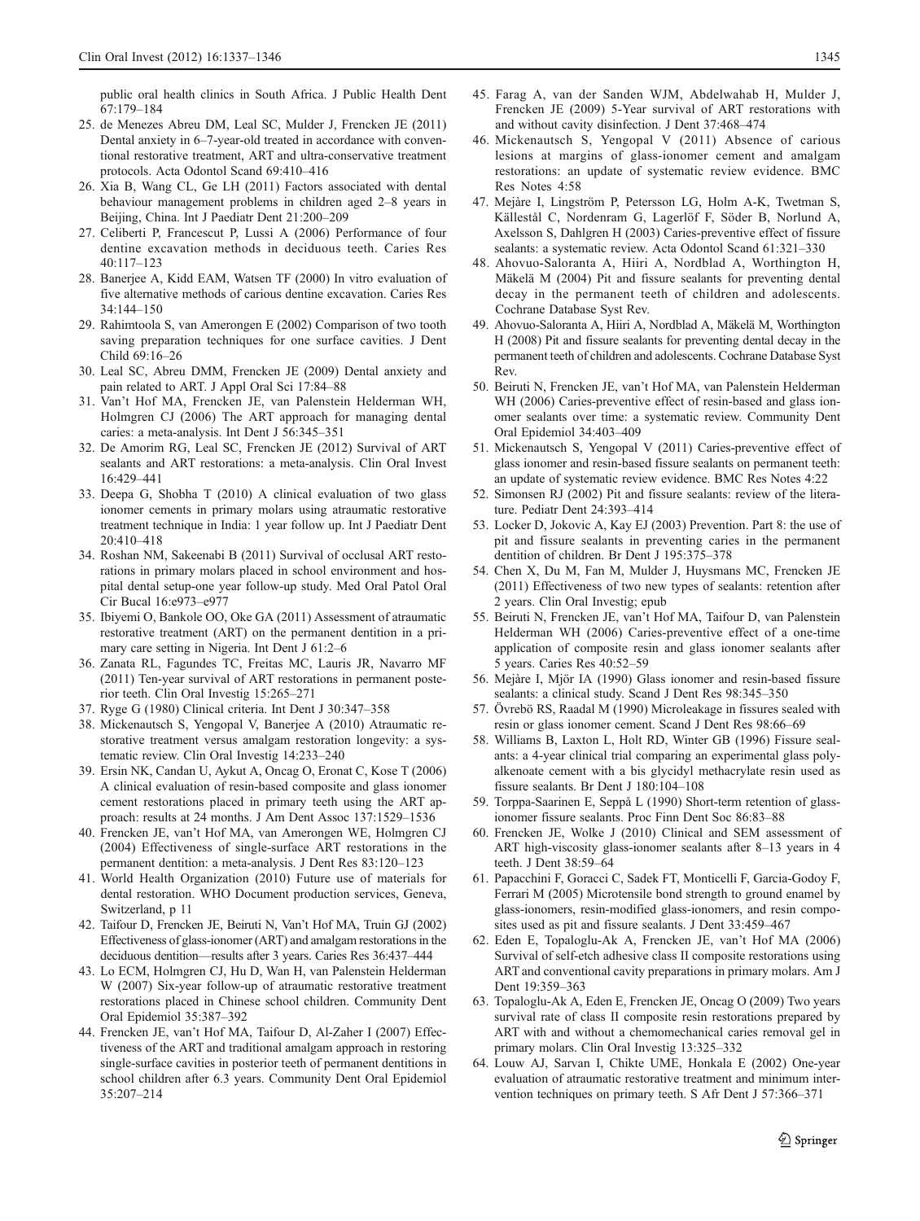public oral health clinics in South Africa. J Public Health Dent 67:179–184

25. de Menezes Abreu DM, Leal SC, Mulder J, Frencken JE (2011) Dental anxiety in 6–7-year-old treated in accordance with conventional restorative treatment, ART and ultra-conservative treatment protocols. Acta Odontol Scand 69:410–416
26. Xia B, Wang CL, Ge LH (2011) Factors associated with dental behaviour management problems in children aged 2–8 years in Beijing, China. Int J Paediatr Dent 21:200–209
27. Celiberti P, Francescut P, Lussi A (2006) Performance of four dentine excavation methods in deciduous teeth. Caries Res 40:117–123
28. Banerjee A, Kidd EAM, Watsen TF (2000) In vitro evaluation of five alternative methods of carious dentine excavation. Caries Res 34:144–150
29. Rahimtoola S, van Amerongen E (2002) Comparison of two tooth saving preparation techniques for one surface cavities. J Dent Child 69:16–26
30. Leal SC, Abreu DMM, Frencken JE (2009) Dental anxiety and pain related to ART. J Appl Oral Sci 17:84–88
31. Van't Hof MA, Frencken JE, van Palenstein Helderman WH, Holmgren CJ (2006) The ART approach for managing dental caries: a meta-analysis. Int Dent J 56:345–351
32. De Amorim RG, Leal SC, Frencken JE (2012) Survival of ART sealants and ART restorations: a meta-analysis. Clin Oral Invest 16:429–441
33. Deepa G, Shobha T (2010) A clinical evaluation of two glass ionomer cements in primary molars using atraumatic restorative treatment technique in India: 1 year follow up. Int J Paediatr Dent 20:410–418
34. Roshan NM, Sakeenabi B (2011) Survival of occlusal ART restorations in primary molars placed in school environment and hospital dental setup-one year follow-up study. Med Oral Patol Oral Cir Bucal 16:e973–e977
35. Ibiyemi O, Bankole OO, Oke GA (2011) Assessment of atraumatic restorative treatment (ART) on the permanent dentition in a primary care setting in Nigeria. Int Dent J 61:2–6
36. Zanata RL, Fagundes TC, Freitas MC, Lauris JR, Navarro MF (2011) Ten-year survival of ART restorations in permanent posterior teeth. Clin Oral Investig 15:265–271
37. Ryge G (1980) Clinical criteria. Int Dent J 30:347–358
38. Mickenautsch S, Yengopal V, Banerjee A (2010) Atraumatic restorative treatment versus amalgam restoration longevity: a systematic review. Clin Oral Investig 14:233–240
39. Ersin NK, Candan U, Aykut A, Oncag O, Eronat C, Kose T (2006) A clinical evaluation of resin-based composite and glass ionomer cement restorations placed in primary teeth using the ART approach: results at 24 months. J Am Dent Assoc 137:1529–1536
40. Frencken JE, van't Hof MA, van Amerongen WE, Holmgren CJ (2004) Effectiveness of single-surface ART restorations in the permanent dentition: a meta-analysis. J Dent Res 83:120–123
41. World Health Organization (2010) Future use of materials for dental restoration. WHO Document production services, Geneva, Switzerland, p 11
42. Taifour D, Frencken JE, Beiruti N, Van't Hof MA, Truin GJ (2002) Effectiveness of glass-ionomer (ART) and amalgam restorations in the deciduous dentition—results after 3 years. Caries Res 36:437–444
43. Lo ECM, Holmgren CJ, Hu D, Wan H, van Palenstein Helderman W (2007) Six-year follow-up of atraumatic restorative treatment restorations placed in Chinese school children. Community Dent Oral Epidemiol 35:387–392
44. Frencken JE, van't Hof MA, Taifour D, Al-Zaher I (2007) Effectiveness of the ART and traditional amalgam approach in restoring single-surface cavities in posterior teeth of permanent dentitions in school children after 6.3 years. Community Dent Oral Epidemiol 35:207–214
45. Farag A, van der Sanden WJM, Abdelwahab H, Mulder J, Frencken JE (2009) 5-Year survival of ART restorations with and without cavity disinfection. J Dent 37:468–474
46. Mickenautsch S, Yengopal V (2011) Absence of carious lesions at margins of glass-ionomer cement and amalgam restorations: an update of systematic review evidence. BMC Res Notes 4:58
47. Mejàre I, Lingström P, Petersson LG, Holm A-K, Twetman S, Källestål C, Nordenram G, Lagerlöf F, Söder B, Norlund A, Axelsson S, Dahlgren H (2003) Caries-preventive effect of fissure sealants: a systematic review. Acta Odontol Scand 61:321–330
48. Ahovuo-Saloranta A, Hiiri A, Nordblad A, Worthington H, Mäkelä M (2004) Pit and fissure sealants for preventing dental decay in the permanent teeth of children and adolescents. Cochrane Database Syst Rev.
49. Ahovuo-Saloranta A, Hiiri A, Nordblad A, Mäkelä M, Worthington H (2008) Pit and fissure sealants for preventing dental decay in the permanent teeth of children and adolescents. Cochrane Database Syst Rev.
50. Beiruti N, Frencken JE, van't Hof MA, van Palenstein Helderman WH (2006) Caries-preventive effect of resin-based and glass ionomer sealants over time: a systematic review. Community Dent Oral Epidemiol 34:403–409
51. Mickenautsch S, Yengopal V (2011) Caries-preventive effect of glass ionomer and resin-based fissure sealants on permanent teeth: an update of systematic review evidence. BMC Res Notes 4:22
52. Simonsen RJ (2002) Pit and fissure sealants: review of the literature. Pediatr Dent 24:393–414
53. Locker D, Jokovic A, Kay EJ (2003) Prevention. Part 8: the use of pit and fissure sealants in preventing caries in the permanent dentition of children. Br Dent J 195:375–378
54. Chen X, Du M, Fan M, Mulder J, Huysmans MC, Frencken JE (2011) Effectiveness of two new types of sealants: retention after 2 years. Clin Oral Investig; epub
55. Beiruti N, Frencken JE, van't Hof MA, Taifour D, van Palenstein Helderman WH (2006) Caries-preventive effect of a one-time application of composite resin and glass ionomer sealants after 5 years. Caries Res 40:52–59
56. Mejàre I, Mjör IA (1990) Glass ionomer and resin-based fissure sealants: a clinical study. Scand J Dent Res 98:345–350
57. Övrebö RS, Raadal M (1990) Microleakage in fissures sealed with resin or glass ionomer cement. Scand J Dent Res 98:66–69
58. Williams B, Laxton L, Holt RD, Winter GB (1996) Fissure sealants: a 4-year clinical trial comparing an experimental glass polyalkenoate cement with a bis glycidyl methacrylate resin used as fissure sealants. Br Dent J 180:104–108
59. Torppa-Saarinen E, Seppå L (1990) Short-term retention of glass-ionomer fissure sealants. Proc Finn Dent Soc 86:83–88
60. Frencken JE, Wolke J (2010) Clinical and SEM assessment of ART high-viscosity glass-ionomer sealants after 8–13 years in 4 teeth. J Dent 38:59–64
61. Papacchini F, Goracci C, Sadek FT, Monticelli F, Garcia-Godoy F, Ferrari M (2005) Microtensile bond strength to ground enamel by glass-ionomers, resin-modified glass-ionomers, and resin composites used as pit and fissure sealants. J Dent 33:459–467
62. Eden E, Topaloglu-Ak A, Frencken JE, van't Hof MA (2006) Survival of self-etch adhesive class II composite restorations using ART and conventional cavity preparations in primary molars. Am J Dent 19:359–363
63. Topaloglu-Ak A, Eden E, Frencken JE, Oncag O (2009) Two years survival rate of class II composite resin restorations prepared by ART with and without a chemomechanical caries removal gel in primary molars. Clin Oral Investig 13:325–332
64. Louw AJ, Sarvan I, Chikte UME, Honkala E (2002) One-year evaluation of atraumatic restorative treatment and minimum intervention techniques on primary teeth. S Afr Dent J 57:366–371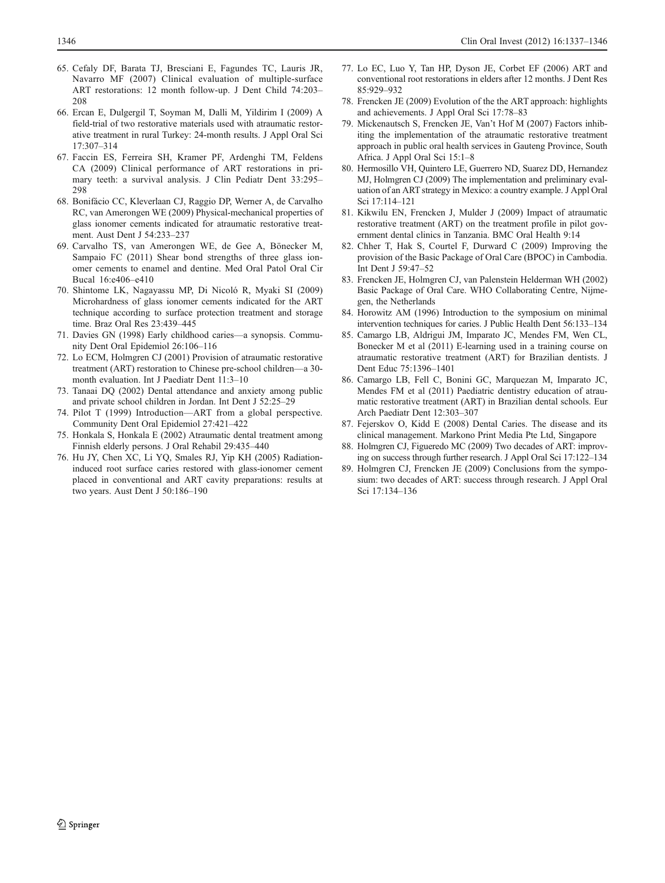65. Cefaly DF, Barata TJ, Bresciani E, Fagundes TC, Lauris JR, Navarro MF (2007) Clinical evaluation of multiple-surface ART restorations: 12 month follow-up. J Dent Child 74:203–208
66. Ercan E, Dulgergil T, Soyman M, Dalli M, Yildirim I (2009) A field-trial of two restorative materials used with atraumatic restorative treatment in rural Turkey: 24-month results. J Appl Oral Sci 17:307–314
67. Faccin ES, Ferreira SH, Kramer PF, Ardenghi TM, Feldens CA (2009) Clinical performance of ART restorations in primary teeth: a survival analysis. J Clin Pediatr Dent 33:295–298
68. Bonifácio CC, Kleverlaan CJ, Raggio DP, Werner A, de Carvalho RC, van Amerongen WE (2009) Physical-mechanical properties of glass ionomer cements indicated for atraumatic restorative treatment. Aust Dent J 54:233–237
69. Carvalho TS, van Amerongen WE, de Gee A, Bönecker M, Sampaio FC (2011) Shear bond strengths of three glass ionomer cements to enamel and dentine. Med Oral Patol Oral Cir Bucal 16:e406–e410
70. Shintome LK, Nagayassu MP, Di Nicoló R, Myaki SI (2009) Microhardness of glass ionomer cements indicated for the ART technique according to surface protection treatment and storage time. Braz Oral Res 23:439–445
71. Davies GN (1998) Early childhood caries—a synopsis. Community Dent Oral Epidemiol 26:106–116
72. Lo ECM, Holmgren CJ (2001) Provision of atraumatic restorative treatment (ART) restoration to Chinese pre-school children—a 30-month evaluation. Int J Paediatr Dent 11:3–10
73. Tanaai DQ (2002) Dental attendance and anxiety among public and private school children in Jordan. Int Dent J 52:25–29
74. Pilot T (1999) Introduction—ART from a global perspective. Community Dent Oral Epidemiol 27:421–422
75. Honkala S, Honkala E (2002) Atraumatic dental treatment among Finnish elderly persons. J Oral Rehabil 29:435–440
76. Hu JY, Chen XC, Li YQ, Smales RJ, Yip KH (2005) Radiation-induced root surface caries restored with glass-ionomer cement placed in conventional and ART cavity preparations: results at two years. Aust Dent J 50:186–190
77. Lo EC, Luo Y, Tan HP, Dyson JE, Corbet EF (2006) ART and conventional root restorations in elders after 12 months. J Dent Res 85:929–932
78. Frencken JE (2009) Evolution of the the ART approach: highlights and achievements. J Appl Oral Sci 17:78–83
79. Mickenautsch S, Frencken JE, Van't Hof M (2007) Factors inhibiting the implementation of the atraumatic restorative treatment approach in public oral health services in Gauteng Province, South Africa. J Appl Oral Sci 15:1–8
80. Hermosillo VH, Quintero LE, Guerrero ND, Suarez DD, Hernandez MJ, Holmgren CJ (2009) The implementation and preliminary evaluation of an ART strategy in Mexico: a country example. J Appl Oral Sci 17:114–121
81. Kikwilu EN, Frencken J, Mulder J (2009) Impact of atraumatic restorative treatment (ART) on the treatment profile in pilot government dental clinics in Tanzania. BMC Oral Health 9:14
82. Chher T, Hak S, Courtel F, Durward C (2009) Improving the provision of the Basic Package of Oral Care (BPOC) in Cambodia. Int Dent J 59:47–52
83. Frencken JE, Holmgren CJ, van Palenstein Helderman WH (2002) Basic Package of Oral Care. WHO Collaborating Centre, Nijmegen, the Netherlands
84. Horowitz AM (1996) Introduction to the symposium on minimal intervention techniques for caries. J Public Health Dent 56:133–134
85. Camargo LB, Aldrigui JM, Imparato JC, Mendes FM, Wen CL, Bonecker M et al (2011) E-learning used in a training course on atraumatic restorative treatment (ART) for Brazilian dentists. J Dent Educ 75:1396–1401
86. Camargo LB, Fell C, Bonini GC, Marquezan M, Imparato JC, Mendes FM et al (2011) Paediatric dentistry education of atraumatic restorative treatment (ART) in Brazilian dental schools. Eur Arch Paediatr Dent 12:303–307
87. Fejerskov O, Kidd E (2008) Dental Caries. The disease and its clinical management. Markono Print Media Pte Ltd, Singapore
88. Holmgren CJ, Figueredo MC (2009) Two decades of ART: improving on success through further research. J Appl Oral Sci 17:122–134
89. Holmgren CJ, Frencken JE (2009) Conclusions from the symposium: two decades of ART: success through research. J Appl Oral Sci 17:134–136